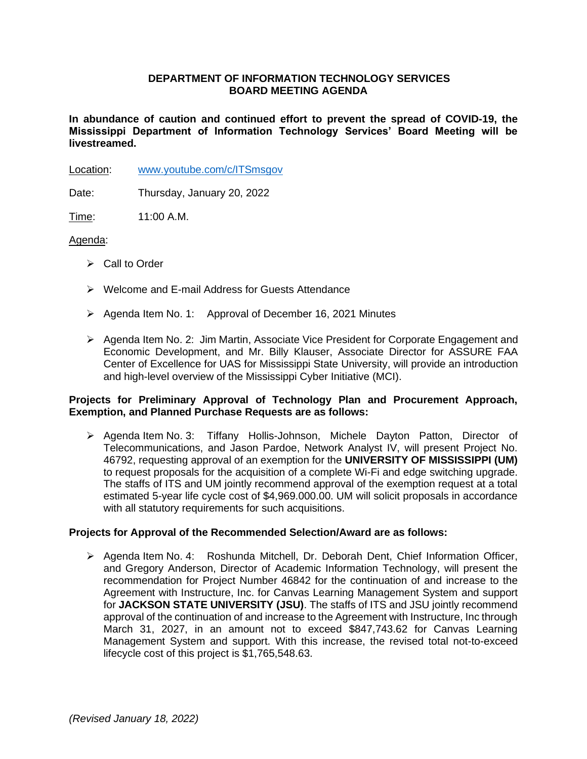# DEPARTMENT OF INFORMATION TECHNOLOGY SERVICES
# BOARD MEETING AGENDA

**In abundance of caution and continued effort to prevent the spread of COVID-19, the Mississippi Department of Information Technology Services' Board Meeting will be livestreamed.**

Location: www.youtube.com/c/ITSmsgov

Date: Thursday, January 20, 2022

Time: 11:00 A.M.

Agenda:

- Call to Order
- Welcome and E-mail Address for Guests Attendance
- Agenda Item No. 1: Approval of December 16, 2021 Minutes
- Agenda Item No. 2: Jim Martin, Associate Vice President for Corporate Engagement and Economic Development, and Mr. Billy Klauser, Associate Director for ASSURE FAA Center of Excellence for UAS for Mississippi State University, will provide an introduction and high-level overview of the Mississippi Cyber Initiative (MCI).

**Projects for Preliminary Approval of Technology Plan and Procurement Approach, Exemption, and Planned Purchase Requests are as follows:**

- Agenda Item No. 3: Tiffany Hollis-Johnson, Michele Dayton Patton, Director of Telecommunications, and Jason Pardoe, Network Analyst IV, will present Project No. 46792, requesting approval of an exemption for the **UNIVERSITY OF MISSISSIPPI (UM)** to request proposals for the acquisition of a complete Wi-Fi and edge switching upgrade. The staffs of ITS and UM jointly recommend approval of the exemption request at a total estimated 5-year life cycle cost of $4,969.000.00. UM will solicit proposals in accordance with all statutory requirements for such acquisitions.

**Projects for Approval of the Recommended Selection/Award are as follows:**

- Agenda Item No. 4: Roshunda Mitchell, Dr. Deborah Dent, Chief Information Officer, and Gregory Anderson, Director of Academic Information Technology, will present the recommendation for Project Number 46842 for the continuation of and increase to the Agreement with Instructure, Inc. for Canvas Learning Management System and support for **JACKSON STATE UNIVERSITY (JSU)**. The staffs of ITS and JSU jointly recommend approval of the continuation of and increase to the Agreement with Instructure, Inc through March 31, 2027, in an amount not to exceed $847,743.62 for Canvas Learning Management System and support. With this increase, the revised total not-to-exceed lifecycle cost of this project is $1,765,548.63.

*(Revised January 18, 2022)*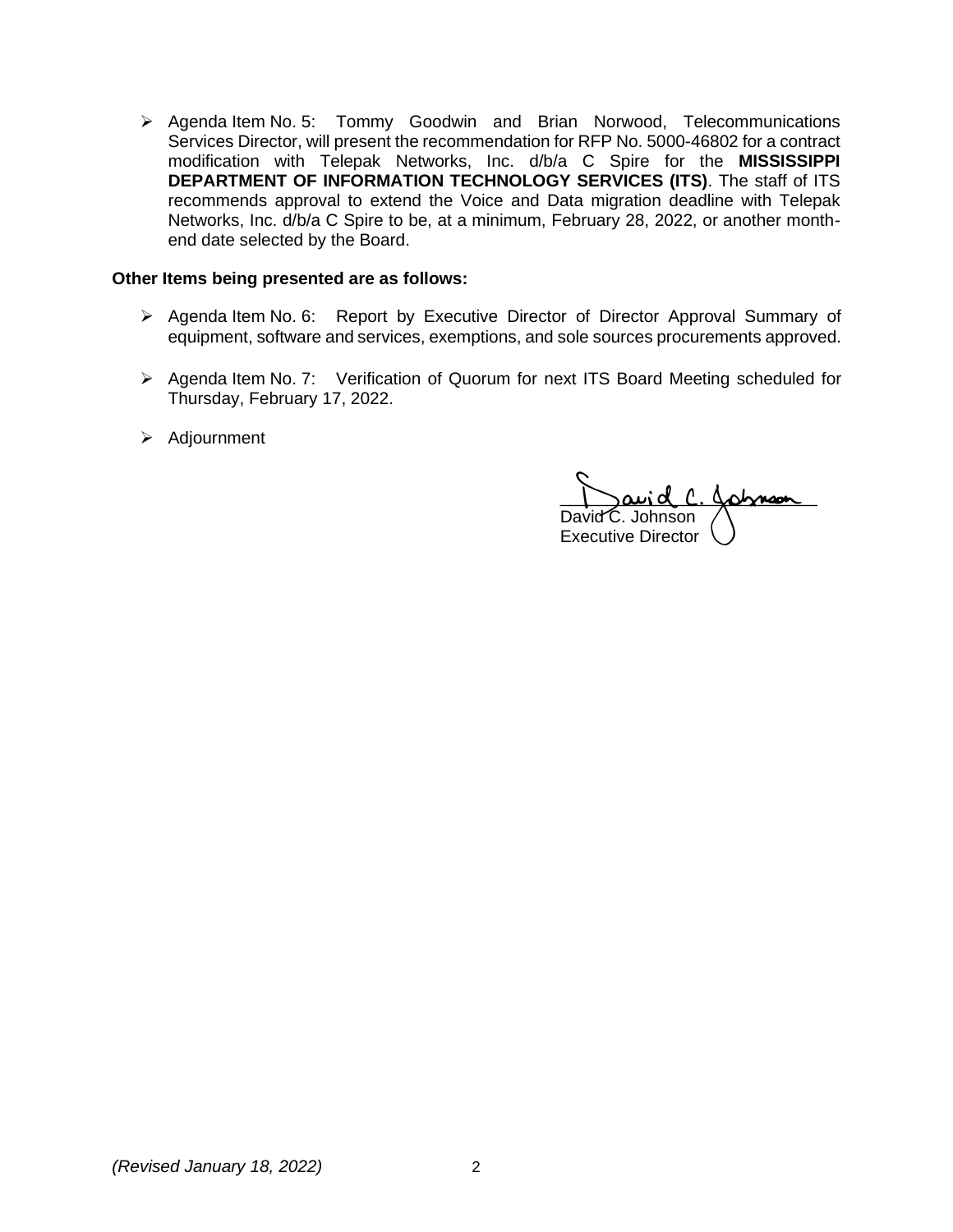- Agenda Item No. 5: Tommy Goodwin and Brian Norwood, Telecommunications Services Director, will present the recommendation for RFP No. 5000-46802 for a contract modification with Telepak Networks, Inc. d/b/a C Spire for the **MISSISSIPPI DEPARTMENT OF INFORMATION TECHNOLOGY SERVICES (ITS)**. The staff of ITS recommends approval to extend the Voice and Data migration deadline with Telepak Networks, Inc. d/b/a C Spire to be, at a minimum, February 28, 2022, or another month-end date selected by the Board.

**Other Items being presented are as follows:**

- Agenda Item No. 6: Report by Executive Director of Director Approval Summary of equipment, software and services, exemptions, and sole sources procurements approved.

- Agenda Item No. 7: Verification of Quorum for next ITS Board Meeting scheduled for Thursday, February 17, 2022.

- Adjournment

David C. Johnson
Executive Director

*(Revised January 18, 2022)*